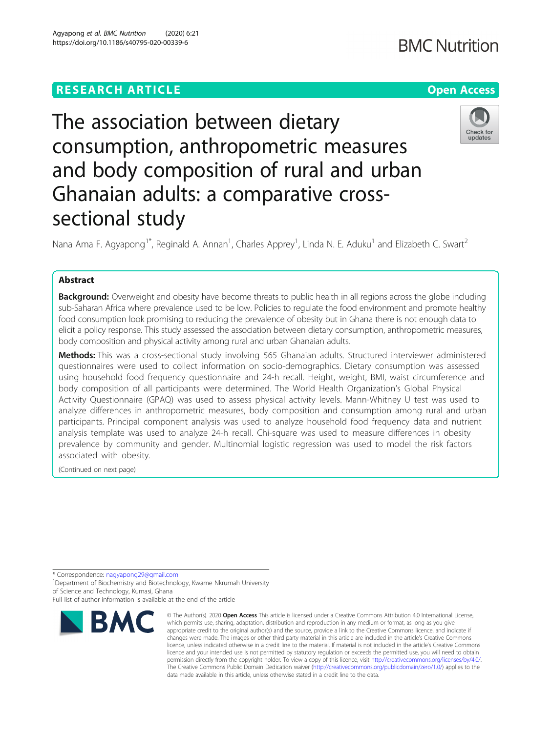RESEARCH ARTICLE

Open Access

# The association between dietary consumption, anthropometric measures and body composition of rural and urban Ghanaian adults: a comparative cross-sectional study

Nana Ama F. Agyapong[1*], Reginald A. Annan[1], Charles Apprey[1], Linda N. E. Aduku[1] and Elizabeth C. Swart[2]

## Abstract

**Background:** Overweight and obesity have become threats to public health in all regions across the globe including sub-Saharan Africa where prevalence used to be low. Policies to regulate the food environment and promote healthy food consumption look promising to reducing the prevalence of obesity but in Ghana there is not enough data to elicit a policy response. This study assessed the association between dietary consumption, anthropometric measures, body composition and physical activity among rural and urban Ghanaian adults.

**Methods:** This was a cross-sectional study involving 565 Ghanaian adults. Structured interviewer administered questionnaires were used to collect information on socio-demographics. Dietary consumption was assessed using household food frequency questionnaire and 24-h recall. Height, weight, BMI, waist circumference and body composition of all participants were determined. The World Health Organization's Global Physical Activity Questionnaire (GPAQ) was used to assess physical activity levels. Mann-Whitney U test was used to analyze differences in anthropometric measures, body composition and consumption among rural and urban participants. Principal component analysis was used to analyze household food frequency data and nutrient analysis template was used to analyze 24-h recall. Chi-square was used to measure differences in obesity prevalence by community and gender. Multinomial logistic regression was used to model the risk factors associated with obesity.

(Continued on next page)

* Correspondence: nagyapong29@gmail.com

[1]Department of Biochemistry and Biotechnology, Kwame Nkrumah University of Science and Technology, Kumasi, Ghana

Full list of author information is available at the end of the article

© The Author(s). 2020 **Open Access** This article is licensed under a Creative Commons Attribution 4.0 International License, which permits use, sharing, adaptation, distribution and reproduction in any medium or format, as long as you give appropriate credit to the original author(s) and the source, provide a link to the Creative Commons licence, and indicate if changes were made. The images or other third party material in this article are included in the article's Creative Commons licence, unless indicated otherwise in a credit line to the material. If material is not included in the article's Creative Commons licence and your intended use is not permitted by statutory regulation or exceeds the permitted use, you will need to obtain permission directly from the copyright holder. To view a copy of this licence, visit http://creativecommons.org/licenses/by/4.0/. The Creative Commons Public Domain Dedication waiver (http://creativecommons.org/publicdomain/zero/1.0/) applies to the data made available in this article, unless otherwise stated in a credit line to the data.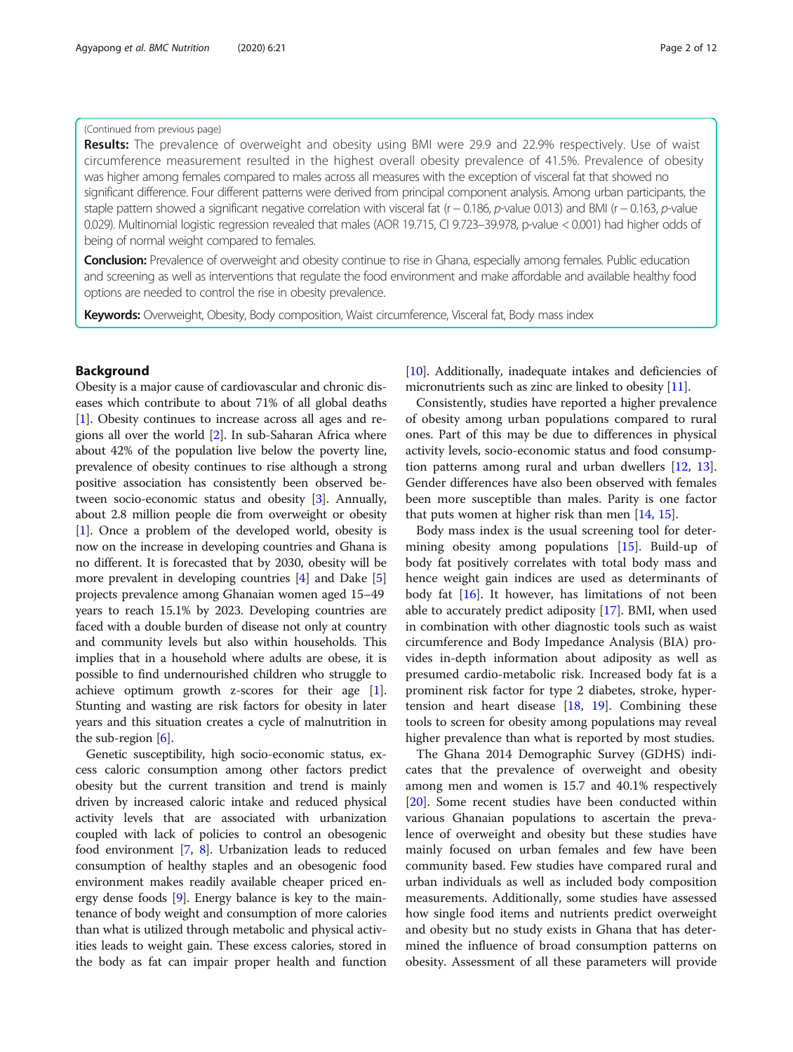(Continued from previous page)

**Results:** The prevalence of overweight and obesity using BMI were 29.9 and 22.9% respectively. Use of waist circumference measurement resulted in the highest overall obesity prevalence of 41.5%. Prevalence of obesity was higher among females compared to males across all measures with the exception of visceral fat that showed no significant difference. Four different patterns were derived from principal component analysis. Among urban participants, the staple pattern showed a significant negative correlation with visceral fat (r − 0.186, *p*-value 0.013) and BMI (r − 0.163, *p*-value 0.029). Multinomial logistic regression revealed that males (AOR 19.715, CI 9.723–39.978, p-value < 0.001) had higher odds of being of normal weight compared to females.

**Conclusion:** Prevalence of overweight and obesity continue to rise in Ghana, especially among females. Public education and screening as well as interventions that regulate the food environment and make affordable and available healthy food options are needed to control the rise in obesity prevalence.

**Keywords:** Overweight, Obesity, Body composition, Waist circumference, Visceral fat, Body mass index

## Background

Obesity is a major cause of cardiovascular and chronic diseases which contribute to about 71% of all global deaths [1]. Obesity continues to increase across all ages and regions all over the world [2]. In sub-Saharan Africa where about 42% of the population live below the poverty line, prevalence of obesity continues to rise although a strong positive association has consistently been observed between socio-economic status and obesity [3]. Annually, about 2.8 million people die from overweight or obesity [1]. Once a problem of the developed world, obesity is now on the increase in developing countries and Ghana is no different. It is forecasted that by 2030, obesity will be more prevalent in developing countries [4] and Dake [5] projects prevalence among Ghanaian women aged 15–49 years to reach 15.1% by 2023. Developing countries are faced with a double burden of disease not only at country and community levels but also within households. This implies that in a household where adults are obese, it is possible to find undernourished children who struggle to achieve optimum growth z-scores for their age [1]. Stunting and wasting are risk factors for obesity in later years and this situation creates a cycle of malnutrition in the sub-region [6].

Genetic susceptibility, high socio-economic status, excess caloric consumption among other factors predict obesity but the current transition and trend is mainly driven by increased caloric intake and reduced physical activity levels that are associated with urbanization coupled with lack of policies to control an obesogenic food environment [7, 8]. Urbanization leads to reduced consumption of healthy staples and an obesogenic food environment makes readily available cheaper priced energy dense foods [9]. Energy balance is key to the maintenance of body weight and consumption of more calories than what is utilized through metabolic and physical activities leads to weight gain. These excess calories, stored in the body as fat can impair proper health and function [10]. Additionally, inadequate intakes and deficiencies of micronutrients such as zinc are linked to obesity [11].

Consistently, studies have reported a higher prevalence of obesity among urban populations compared to rural ones. Part of this may be due to differences in physical activity levels, socio-economic status and food consumption patterns among rural and urban dwellers [12, 13]. Gender differences have also been observed with females been more susceptible than males. Parity is one factor that puts women at higher risk than men [14, 15].

Body mass index is the usual screening tool for determining obesity among populations [15]. Build-up of body fat positively correlates with total body mass and hence weight gain indices are used as determinants of body fat [16]. It however, has limitations of not been able to accurately predict adiposity [17]. BMI, when used in combination with other diagnostic tools such as waist circumference and Body Impedance Analysis (BIA) provides in-depth information about adiposity as well as presumed cardio-metabolic risk. Increased body fat is a prominent risk factor for type 2 diabetes, stroke, hypertension and heart disease [18, 19]. Combining these tools to screen for obesity among populations may reveal higher prevalence than what is reported by most studies.

The Ghana 2014 Demographic Survey (GDHS) indicates that the prevalence of overweight and obesity among men and women is 15.7 and 40.1% respectively [20]. Some recent studies have been conducted within various Ghanaian populations to ascertain the prevalence of overweight and obesity but these studies have mainly focused on urban females and few have been community based. Few studies have compared rural and urban individuals as well as included body composition measurements. Additionally, some studies have assessed how single food items and nutrients predict overweight and obesity but no study exists in Ghana that has determined the influence of broad consumption patterns on obesity. Assessment of all these parameters will provide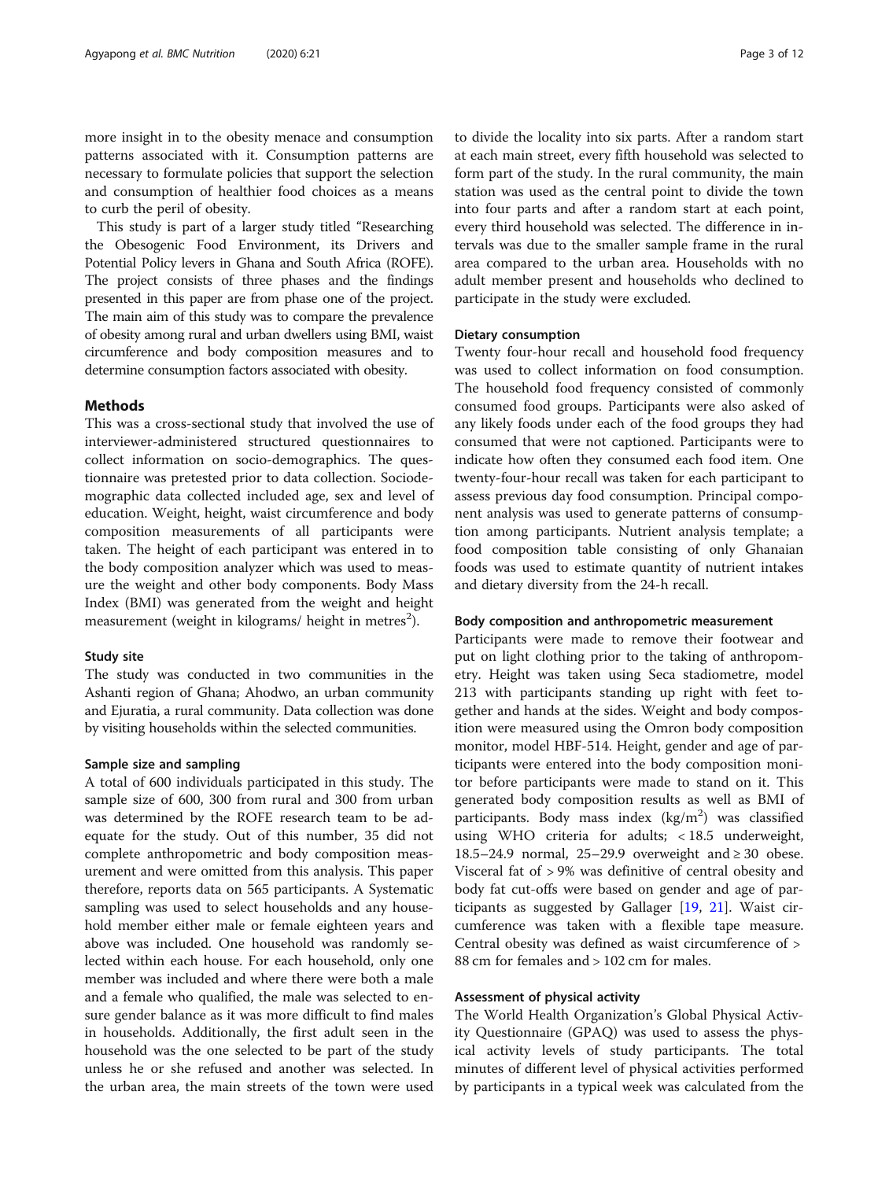more insight in to the obesity menace and consumption patterns associated with it. Consumption patterns are necessary to formulate policies that support the selection and consumption of healthier food choices as a means to curb the peril of obesity.

This study is part of a larger study titled "Researching the Obesogenic Food Environment, its Drivers and Potential Policy levers in Ghana and South Africa (ROFE). The project consists of three phases and the findings presented in this paper are from phase one of the project. The main aim of this study was to compare the prevalence of obesity among rural and urban dwellers using BMI, waist circumference and body composition measures and to determine consumption factors associated with obesity.

## Methods

This was a cross-sectional study that involved the use of interviewer-administered structured questionnaires to collect information on socio-demographics. The questionnaire was pretested prior to data collection. Sociodemographic data collected included age, sex and level of education. Weight, height, waist circumference and body composition measurements of all participants were taken. The height of each participant was entered in to the body composition analyzer which was used to measure the weight and other body components. Body Mass Index (BMI) was generated from the weight and height measurement (weight in kilograms/ height in metres$^2$).

### Study site

The study was conducted in two communities in the Ashanti region of Ghana; Ahodwo, an urban community and Ejuratia, a rural community. Data collection was done by visiting households within the selected communities.

### Sample size and sampling

A total of 600 individuals participated in this study. The sample size of 600, 300 from rural and 300 from urban was determined by the ROFE research team to be adequate for the study. Out of this number, 35 did not complete anthropometric and body composition measurement and were omitted from this analysis. This paper therefore, reports data on 565 participants. A Systematic sampling was used to select households and any household member either male or female eighteen years and above was included. One household was randomly selected within each house. For each household, only one member was included and where there were both a male and a female who qualified, the male was selected to ensure gender balance as it was more difficult to find males in households. Additionally, the first adult seen in the household was the one selected to be part of the study unless he or she refused and another was selected. In the urban area, the main streets of the town were used to divide the locality into six parts. After a random start at each main street, every fifth household was selected to form part of the study. In the rural community, the main station was used as the central point to divide the town into four parts and after a random start at each point, every third household was selected. The difference in intervals was due to the smaller sample frame in the rural area compared to the urban area. Households with no adult member present and households who declined to participate in the study were excluded.

### Dietary consumption

Twenty four-hour recall and household food frequency was used to collect information on food consumption. The household food frequency consisted of commonly consumed food groups. Participants were also asked of any likely foods under each of the food groups they had consumed that were not captioned. Participants were to indicate how often they consumed each food item. One twenty-four-hour recall was taken for each participant to assess previous day food consumption. Principal component analysis was used to generate patterns of consumption among participants. Nutrient analysis template; a food composition table consisting of only Ghanaian foods was used to estimate quantity of nutrient intakes and dietary diversity from the 24-h recall.

### Body composition and anthropometric measurement

Participants were made to remove their footwear and put on light clothing prior to the taking of anthropometry. Height was taken using Seca stadiometre, model 213 with participants standing up right with feet together and hands at the sides. Weight and body composition were measured using the Omron body composition monitor, model HBF-514. Height, gender and age of participants were entered into the body composition monitor before participants were made to stand on it. This generated body composition results as well as BMI of participants. Body mass index (kg/m$^2$) was classified using WHO criteria for adults; < 18.5 underweight, 18.5–24.9 normal, 25–29.9 overweight and ≥ 30 obese. Visceral fat of > 9% was definitive of central obesity and body fat cut-offs were based on gender and age of participants as suggested by Gallager [19, 21]. Waist circumference was taken with a flexible tape measure. Central obesity was defined as waist circumference of > 88 cm for females and > 102 cm for males.

### Assessment of physical activity

The World Health Organization's Global Physical Activity Questionnaire (GPAQ) was used to assess the physical activity levels of study participants. The total minutes of different level of physical activities performed by participants in a typical week was calculated from the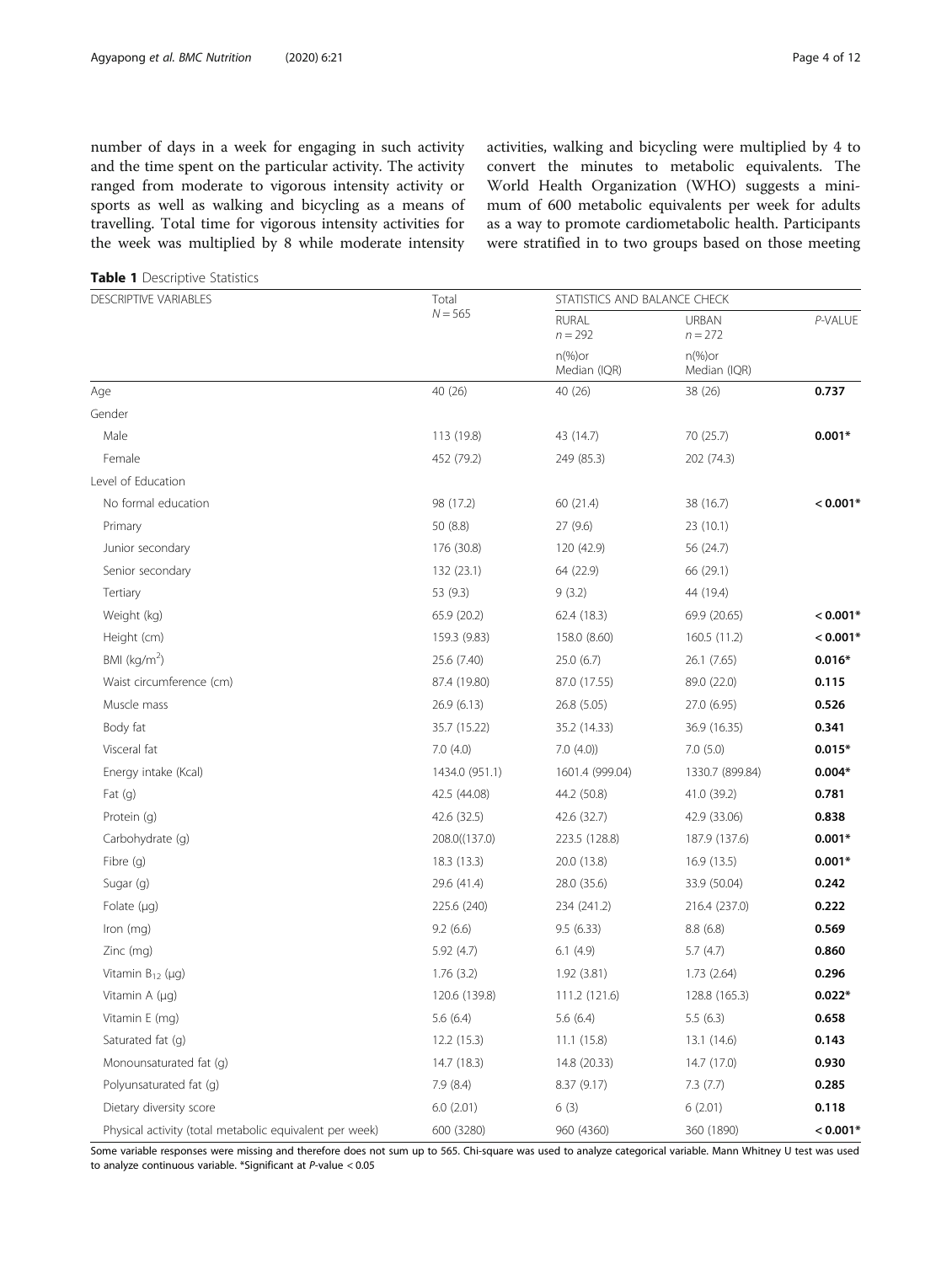number of days in a week for engaging in such activity and the time spent on the particular activity. The activity ranged from moderate to vigorous intensity activity or sports as well as walking and bicycling as a means of travelling. Total time for vigorous intensity activities for the week was multiplied by 8 while moderate intensity activities, walking and bicycling were multiplied by 4 to convert the minutes to metabolic equivalents. The World Health Organization (WHO) suggests a minimum of 600 metabolic equivalents per week for adults as a way to promote cardiometabolic health. Participants were stratified in to two groups based on those meeting

**Table 1** Descriptive Statistics

| DESCRIPTIVE VARIABLES | Total $N = 565$ | STATISTICS AND BALANCE CHECK | | |
|---|---|---|---|---|
| | | RURAL $n = 292$ | URBAN $n = 272$ | *P*-VALUE |
| | | n(%)or Median (IQR) | n(%)or Median (IQR) | |
| Age | 40 (26) | 40 (26) | 38 (26) | **0.737** |
| Gender | | | | |
| Male | 113 (19.8) | 43 (14.7) | 70 (25.7) | **0.001*** |
| Female | 452 (79.2) | 249 (85.3) | 202 (74.3) | |
| Level of Education | | | | |
| No formal education | 98 (17.2) | 60 (21.4) | 38 (16.7) | **< 0.001*** |
| Primary | 50 (8.8) | 27 (9.6) | 23 (10.1) | |
| Junior secondary | 176 (30.8) | 120 (42.9) | 56 (24.7) | |
| Senior secondary | 132 (23.1) | 64 (22.9) | 66 (29.1) | |
| Tertiary | 53 (9.3) | 9 (3.2) | 44 (19.4) | |
| Weight (kg) | 65.9 (20.2) | 62.4 (18.3) | 69.9 (20.65) | **< 0.001*** |
| Height (cm) | 159.3 (9.83) | 158.0 (8.60) | 160.5 (11.2) | **< 0.001*** |
| BMI (kg/m$^2$) | 25.6 (7.40) | 25.0 (6.7) | 26.1 (7.65) | **0.016*** |
| Waist circumference (cm) | 87.4 (19.80) | 87.0 (17.55) | 89.0 (22.0) | **0.115** |
| Muscle mass | 26.9 (6.13) | 26.8 (5.05) | 27.0 (6.95) | **0.526** |
| Body fat | 35.7 (15.22) | 35.2 (14.33) | 36.9 (16.35) | **0.341** |
| Visceral fat | 7.0 (4.0) | 7.0 (4.0)) | 7.0 (5.0) | **0.015*** |
| Energy intake (Kcal) | 1434.0 (951.1) | 1601.4 (999.04) | 1330.7 (899.84) | **0.004*** |
| Fat (g) | 42.5 (44.08) | 44.2 (50.8) | 41.0 (39.2) | **0.781** |
| Protein (g) | 42.6 (32.5) | 42.6 (32.7) | 42.9 (33.06) | **0.838** |
| Carbohydrate (g) | 208.0((137.0) | 223.5 (128.8) | 187.9 (137.6) | **0.001*** |
| Fibre (g) | 18.3 (13.3) | 20.0 (13.8) | 16.9 (13.5) | **0.001*** |
| Sugar (g) | 29.6 (41.4) | 28.0 (35.6) | 33.9 (50.04) | **0.242** |
| Folate (µg) | 225.6 (240) | 234 (241.2) | 216.4 (237.0) | **0.222** |
| Iron (mg) | 9.2 (6.6) | 9.5 (6.33) | 8.8 (6.8) | **0.569** |
| Zinc (mg) | 5.92 (4.7) | 6.1 (4.9) | 5.7 (4.7) | **0.860** |
| Vitamin $B_{12}$ (µg) | 1.76 (3.2) | 1.92 (3.81) | 1.73 (2.64) | **0.296** |
| Vitamin A (µg) | 120.6 (139.8) | 111.2 (121.6) | 128.8 (165.3) | **0.022*** |
| Vitamin E (mg) | 5.6 (6.4) | 5.6 (6.4) | 5.5 (6.3) | **0.658** |
| Saturated fat (g) | 12.2 (15.3) | 11.1 (15.8) | 13.1 (14.6) | **0.143** |
| Monounsaturated fat (g) | 14.7 (18.3) | 14.8 (20.33) | 14.7 (17.0) | **0.930** |
| Polyunsaturated fat (g) | 7.9 (8.4) | 8.37 (9.17) | 7.3 (7.7) | **0.285** |
| Dietary diversity score | 6.0 (2.01) | 6 (3) | 6 (2.01) | **0.118** |
| Physical activity (total metabolic equivalent per week) | 600 (3280) | 960 (4360) | 360 (1890) | **< 0.001*** |

Some variable responses were missing and therefore does not sum up to 565. Chi-square was used to analyze categorical variable. Mann Whitney U test was used to analyze continuous variable. *Significant at *P*-value < 0.05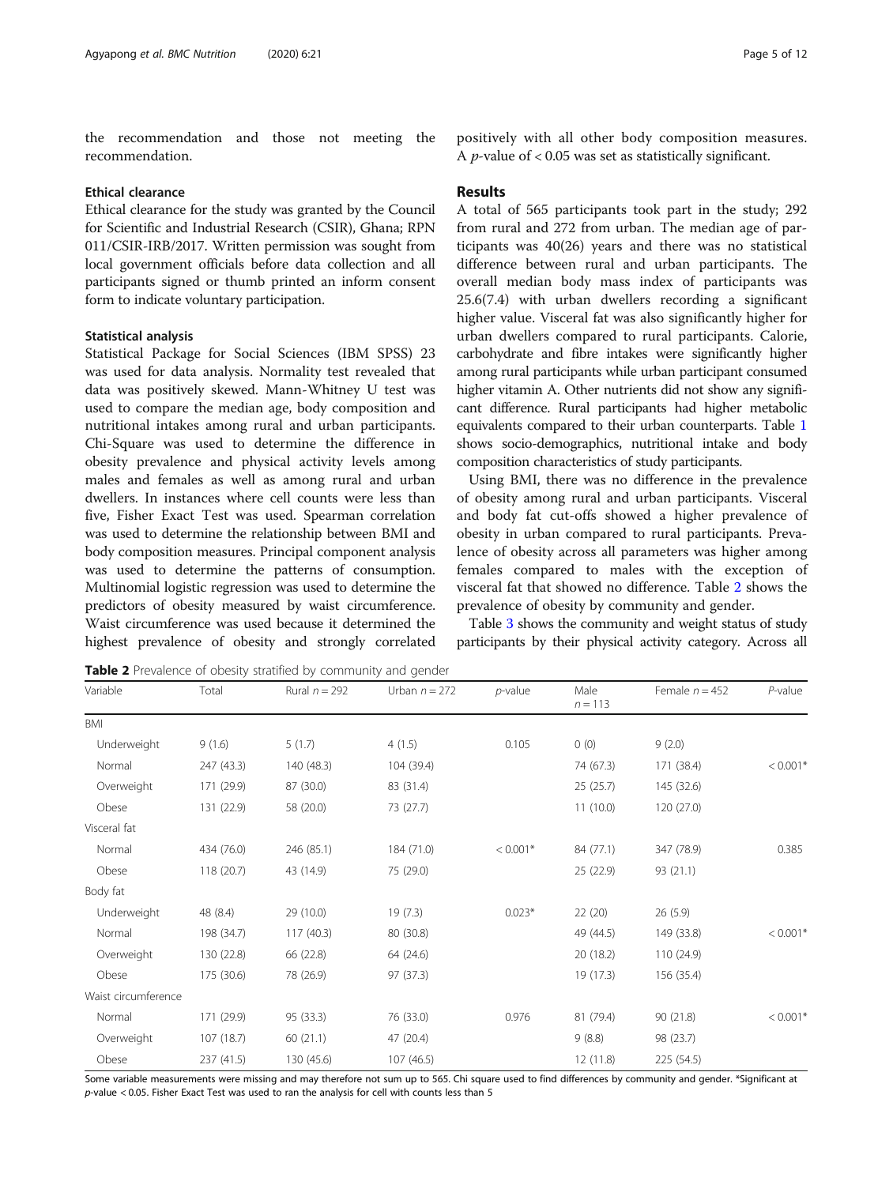the recommendation and those not meeting the recommendation.

### Ethical clearance

Ethical clearance for the study was granted by the Council for Scientific and Industrial Research (CSIR), Ghana; RPN 011/CSIR-IRB/2017. Written permission was sought from local government officials before data collection and all participants signed or thumb printed an inform consent form to indicate voluntary participation.

### Statistical analysis

Statistical Package for Social Sciences (IBM SPSS) 23 was used for data analysis. Normality test revealed that data was positively skewed. Mann-Whitney U test was used to compare the median age, body composition and nutritional intakes among rural and urban participants. Chi-Square was used to determine the difference in obesity prevalence and physical activity levels among males and females as well as among rural and urban dwellers. In instances where cell counts were less than five, Fisher Exact Test was used. Spearman correlation was used to determine the relationship between BMI and body composition measures. Principal component analysis was used to determine the patterns of consumption. Multinomial logistic regression was used to determine the predictors of obesity measured by waist circumference. Waist circumference was used because it determined the highest prevalence of obesity and strongly correlated positively with all other body composition measures. A $p$-value of < 0.05 was set as statistically significant.

## Results

A total of 565 participants took part in the study; 292 from rural and 272 from urban. The median age of participants was 40(26) years and there was no statistical difference between rural and urban participants. The overall median body mass index of participants was 25.6(7.4) with urban dwellers recording a significant higher value. Visceral fat was also significantly higher for urban dwellers compared to rural participants. Calorie, carbohydrate and fibre intakes were significantly higher among rural participants while urban participant consumed higher vitamin A. Other nutrients did not show any significant difference. Rural participants had higher metabolic equivalents compared to their urban counterparts. Table 1 shows socio-demographics, nutritional intake and body composition characteristics of study participants.

Using BMI, there was no difference in the prevalence of obesity among rural and urban participants. Visceral and body fat cut-offs showed a higher prevalence of obesity in urban compared to rural participants. Prevalence of obesity across all parameters was higher among females compared to males with the exception of visceral fat that showed no difference. Table 2 shows the prevalence of obesity by community and gender.

Table 3 shows the community and weight status of study participants by their physical activity category. Across all

**Table 2** Prevalence of obesity stratified by community and gender

| Variable | Total | Rural $n = 292$ | Urban $n = 272$ | $p$-value | Male $n = 113$ | Female $n = 452$ | $P$-value |
|---|---|---|---|---|---|---|---|
| BMI | | | | | | | |
| Underweight | 9 (1.6) | 5 (1.7) | 4 (1.5) | 0.105 | 0 (0) | 9 (2.0) | |
| Normal | 247 (43.3) | 140 (48.3) | 104 (39.4) | | 74 (67.3) | 171 (38.4) | < 0.001* |
| Overweight | 171 (29.9) | 87 (30.0) | 83 (31.4) | | 25 (25.7) | 145 (32.6) | |
| Obese | 131 (22.9) | 58 (20.0) | 73 (27.7) | | 11 (10.0) | 120 (27.0) | |
| Visceral fat | | | | | | | |
| Normal | 434 (76.0) | 246 (85.1) | 184 (71.0) | < 0.001* | 84 (77.1) | 347 (78.9) | 0.385 |
| Obese | 118 (20.7) | 43 (14.9) | 75 (29.0) | | 25 (22.9) | 93 (21.1) | |
| Body fat | | | | | | | |
| Underweight | 48 (8.4) | 29 (10.0) | 19 (7.3) | 0.023* | 22 (20) | 26 (5.9) | |
| Normal | 198 (34.7) | 117 (40.3) | 80 (30.8) | | 49 (44.5) | 149 (33.8) | < 0.001* |
| Overweight | 130 (22.8) | 66 (22.8) | 64 (24.6) | | 20 (18.2) | 110 (24.9) | |
| Obese | 175 (30.6) | 78 (26.9) | 97 (37.3) | | 19 (17.3) | 156 (35.4) | |
| Waist circumference | | | | | | | |
| Normal | 171 (29.9) | 95 (33.3) | 76 (33.0) | 0.976 | 81 (79.4) | 90 (21.8) | < 0.001* |
| Overweight | 107 (18.7) | 60 (21.1) | 47 (20.4) | | 9 (8.8) | 98 (23.7) | |
| Obese | 237 (41.5) | 130 (45.6) | 107 (46.5) | | 12 (11.8) | 225 (54.5) | |

Some variable measurements were missing and may therefore not sum up to 565. Chi square used to find differences by community and gender. *Significant at $p$-value < 0.05. Fisher Exact Test was used to ran the analysis for cell with counts less than 5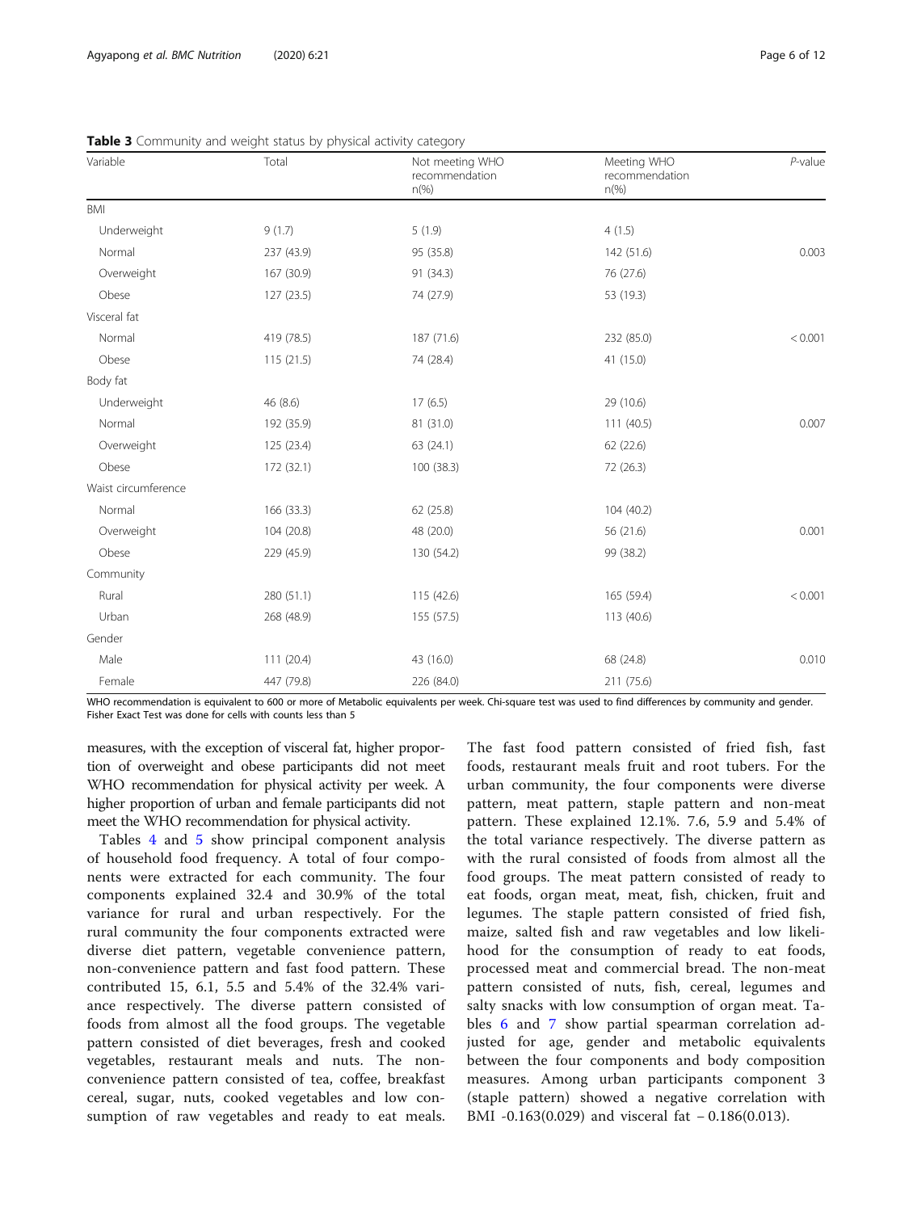**Table 3** Community and weight status by physical activity category

| Variable | Total | Not meeting WHO recommendation n(%) | Meeting WHO recommendation n(%) | *P*-value |
|---|---|---|---|---|
| BMI | | | | |
| Underweight | 9 (1.7) | 5 (1.9) | 4 (1.5) | |
| Normal | 237 (43.9) | 95 (35.8) | 142 (51.6) | 0.003 |
| Overweight | 167 (30.9) | 91 (34.3) | 76 (27.6) | |
| Obese | 127 (23.5) | 74 (27.9) | 53 (19.3) | |
| Visceral fat | | | | |
| Normal | 419 (78.5) | 187 (71.6) | 232 (85.0) | < 0.001 |
| Obese | 115 (21.5) | 74 (28.4) | 41 (15.0) | |
| Body fat | | | | |
| Underweight | 46 (8.6) | 17 (6.5) | 29 (10.6) | |
| Normal | 192 (35.9) | 81 (31.0) | 111 (40.5) | 0.007 |
| Overweight | 125 (23.4) | 63 (24.1) | 62 (22.6) | |
| Obese | 172 (32.1) | 100 (38.3) | 72 (26.3) | |
| Waist circumference | | | | |
| Normal | 166 (33.3) | 62 (25.8) | 104 (40.2) | |
| Overweight | 104 (20.8) | 48 (20.0) | 56 (21.6) | 0.001 |
| Obese | 229 (45.9) | 130 (54.2) | 99 (38.2) | |
| Community | | | | |
| Rural | 280 (51.1) | 115 (42.6) | 165 (59.4) | < 0.001 |
| Urban | 268 (48.9) | 155 (57.5) | 113 (40.6) | |
| Gender | | | | |
| Male | 111 (20.4) | 43 (16.0) | 68 (24.8) | 0.010 |
| Female | 447 (79.8) | 226 (84.0) | 211 (75.6) | |

WHO recommendation is equivalent to 600 or more of Metabolic equivalents per week. Chi-square test was used to find differences by community and gender. Fisher Exact Test was done for cells with counts less than 5

measures, with the exception of visceral fat, higher proportion of overweight and obese participants did not meet WHO recommendation for physical activity per week. A higher proportion of urban and female participants did not meet the WHO recommendation for physical activity.

Tables 4 and 5 show principal component analysis of household food frequency. A total of four components were extracted for each community. The four components explained 32.4 and 30.9% of the total variance for rural and urban respectively. For the rural community the four components extracted were diverse diet pattern, vegetable convenience pattern, non-convenience pattern and fast food pattern. These contributed 15, 6.1, 5.5 and 5.4% of the 32.4% variance respectively. The diverse pattern consisted of foods from almost all the food groups. The vegetable pattern consisted of diet beverages, fresh and cooked vegetables, restaurant meals and nuts. The non-convenience pattern consisted of tea, coffee, breakfast cereal, sugar, nuts, cooked vegetables and low consumption of raw vegetables and ready to eat meals. The fast food pattern consisted of fried fish, fast foods, restaurant meals fruit and root tubers. For the urban community, the four components were diverse pattern, meat pattern, staple pattern and non-meat pattern. These explained 12.1%. 7.6, 5.9 and 5.4% of the total variance respectively. The diverse pattern as with the rural consisted of foods from almost all the food groups. The meat pattern consisted of ready to eat foods, organ meat, meat, fish, chicken, fruit and legumes. The staple pattern consisted of fried fish, maize, salted fish and raw vegetables and low likelihood for the consumption of ready to eat foods, processed meat and commercial bread. The non-meat pattern consisted of nuts, fish, cereal, legumes and salty snacks with low consumption of organ meat. Tables 6 and 7 show partial spearman correlation adjusted for age, gender and metabolic equivalents between the four components and body composition measures. Among urban participants component 3 (staple pattern) showed a negative correlation with BMI -0.163(0.029) and visceral fat – 0.186(0.013).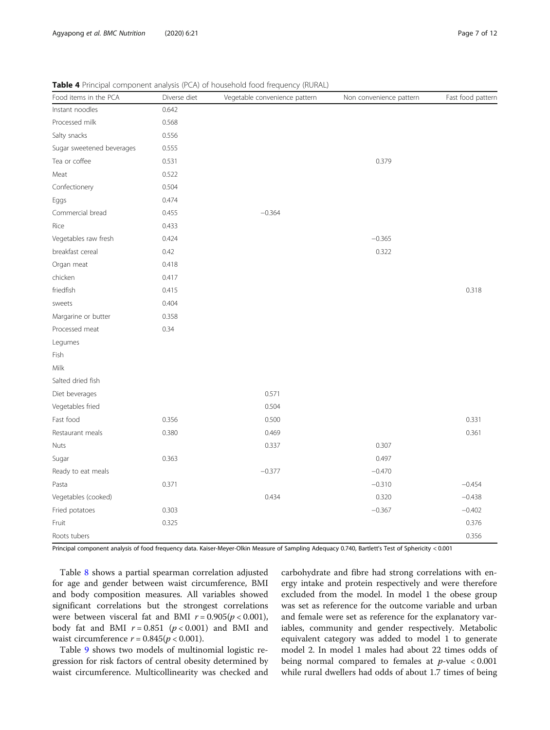**Table 4** Principal component analysis (PCA) of household food frequency (RURAL)

| Food items in the PCA | Diverse diet | Vegetable convenience pattern | Non convenience pattern | Fast food pattern |
|---|---|---|---|---|
| Instant noodles | 0.642 | | | |
| Processed milk | 0.568 | | | |
| Salty snacks | 0.556 | | | |
| Sugar sweetened beverages | 0.555 | | | |
| Tea or coffee | 0.531 | | 0.379 | |
| Meat | 0.522 | | | |
| Confectionery | 0.504 | | | |
| Eggs | 0.474 | | | |
| Commercial bread | 0.455 | −0.364 | | |
| Rice | 0.433 | | | |
| Vegetables raw fresh | 0.424 | | −0.365 | |
| breakfast cereal | 0.42 | | 0.322 | |
| Organ meat | 0.418 | | | |
| chicken | 0.417 | | | |
| friedfish | 0.415 | | | 0.318 |
| sweets | 0.404 | | | |
| Margarine or butter | 0.358 | | | |
| Processed meat | 0.34 | | | |
| Legumes | | | | |
| Fish | | | | |
| Milk | | | | |
| Salted dried fish | | | | |
| Diet beverages | | 0.571 | | |
| Vegetables fried | | 0.504 | | |
| Fast food | 0.356 | 0.500 | | 0.331 |
| Restaurant meals | 0.380 | 0.469 | | 0.361 |
| Nuts | | 0.337 | 0.307 | |
| Sugar | 0.363 | | 0.497 | |
| Ready to eat meals | | −0.377 | −0.470 | |
| Pasta | 0.371 | | −0.310 | −0.454 |
| Vegetables (cooked) | | 0.434 | 0.320 | −0.438 |
| Fried potatoes | 0.303 | | −0.367 | −0.402 |
| Fruit | 0.325 | | | 0.376 |
| Roots tubers | | | | 0.356 |

Principal component analysis of food frequency data. Kaiser-Meyer-Olkin Measure of Sampling Adequacy 0.740, Bartlett's Test of Sphericity < 0.001

Table 8 shows a partial spearman correlation adjusted for age and gender between waist circumference, BMI and body composition measures. All variables showed significant correlations but the strongest correlations were between visceral fat and BMI $r = 0.905 (p < 0.001)$, body fat and BMI $r = 0.851$ $(p < 0.001)$ and BMI and waist circumference $r = 0.845 (p < 0.001)$.

Table 9 shows two models of multinomial logistic regression for risk factors of central obesity determined by waist circumference. Multicollinearity was checked and carbohydrate and fibre had strong correlations with energy intake and protein respectively and were therefore excluded from the model. In model 1 the obese group was set as reference for the outcome variable and urban and female were set as reference for the explanatory variables, community and gender respectively. Metabolic equivalent category was added to model 1 to generate model 2. In model 1 males had about 22 times odds of being normal compared to females at $p$-value $< 0.001$ while rural dwellers had odds of about 1.7 times of being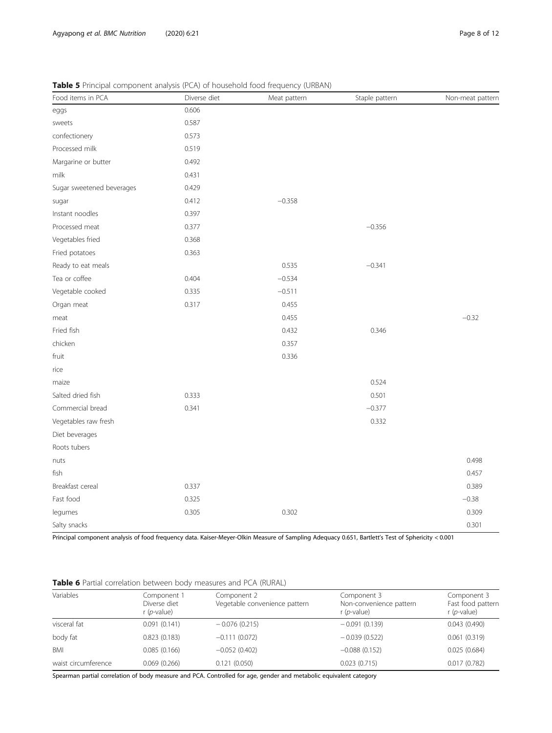**Table 5** Principal component analysis (PCA) of household food frequency (URBAN)

| Food items in PCA | Diverse diet | Meat pattern | Staple pattern | Non-meat pattern |
|---|---|---|---|---|
| eggs | 0.606 | | | |
| sweets | 0.587 | | | |
| confectionery | 0.573 | | | |
| Processed milk | 0.519 | | | |
| Margarine or butter | 0.492 | | | |
| milk | 0.431 | | | |
| Sugar sweetened beverages | 0.429 | | | |
| sugar | 0.412 | −0.358 | | |
| Instant noodles | 0.397 | | | |
| Processed meat | 0.377 | | −0.356 | |
| Vegetables fried | 0.368 | | | |
| Fried potatoes | 0.363 | | | |
| Ready to eat meals | | 0.535 | −0.341 | |
| Tea or coffee | 0.404 | −0.534 | | |
| Vegetable cooked | 0.335 | −0.511 | | |
| Organ meat | 0.317 | 0.455 | | |
| meat | | 0.455 | | −0.32 |
| Fried fish | | 0.432 | 0.346 | |
| chicken | | 0.357 | | |
| fruit | | 0.336 | | |
| rice | | | | |
| maize | | | 0.524 | |
| Salted dried fish | 0.333 | | 0.501 | |
| Commercial bread | 0.341 | | −0.377 | |
| Vegetables raw fresh | | | 0.332 | |
| Diet beverages | | | | |
| Roots tubers | | | | |
| nuts | | | | 0.498 |
| fish | | | | 0.457 |
| Breakfast cereal | 0.337 | | | 0.389 |
| Fast food | 0.325 | | | −0.38 |
| legumes | 0.305 | 0.302 | | 0.309 |
| Salty snacks | | | | 0.301 |

Principal component analysis of food frequency data. Kaiser-Meyer-Olkin Measure of Sampling Adequacy 0.651, Bartlett's Test of Sphericity < 0.001

**Table 6** Partial correlation between body measures and PCA (RURAL)

| Variables | Component 1 Diverse diet r (*p*-value) | Component 2 Vegetable convenience pattern | Component 3 Non-convenience pattern r (*p*-value) | Component 3 Fast food pattern r (*p*-value) |
|---|---|---|---|---|
| visceral fat | 0.091 (0.141) | − 0.076 (0.215) | − 0.091 (0.139) | 0.043 (0.490) |
| body fat | 0.823 (0.183) | −0.111 (0.072) | − 0.039 (0.522) | 0.061 (0.319) |
| BMI | 0.085 (0.166) | −0.052 (0.402) | −0.088 (0.152) | 0.025 (0.684) |
| waist circumference | 0.069 (0.266) | 0.121 (0.050) | 0.023 (0.715) | 0.017 (0.782) |

Spearman partial correlation of body measure and PCA. Controlled for age, gender and metabolic equivalent category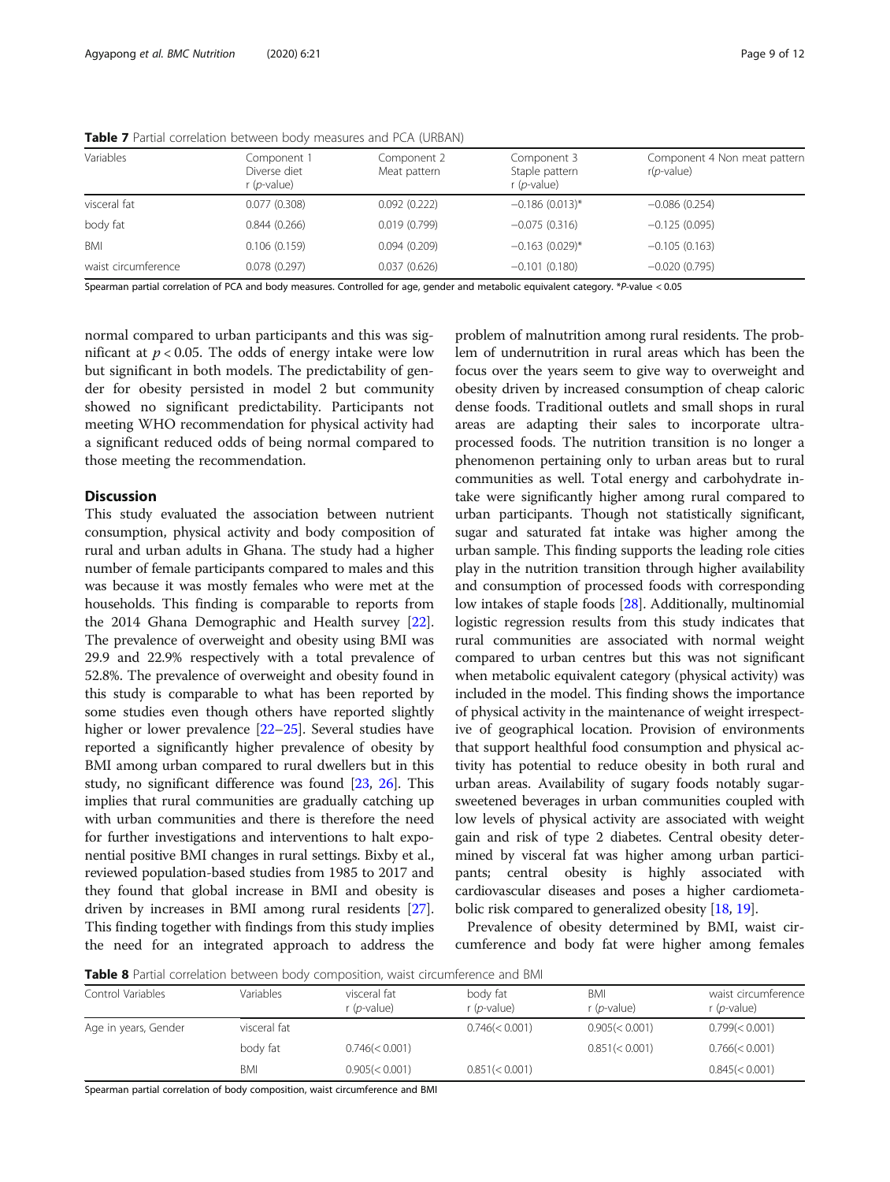**Table 7** Partial correlation between body measures and PCA (URBAN)

| Variables | Component 1 Diverse diet r (*p*-value) | Component 2 Meat pattern | Component 3 Staple pattern r (*p*-value) | Component 4 Non meat pattern r(*p*-value) |
|---|---|---|---|---|
| visceral fat | 0.077 (0.308) | 0.092 (0.222) | −0.186 (0.013)* | −0.086 (0.254) |
| body fat | 0.844 (0.266) | 0.019 (0.799) | −0.075 (0.316) | −0.125 (0.095) |
| BMI | 0.106 (0.159) | 0.094 (0.209) | −0.163 (0.029)* | −0.105 (0.163) |
| waist circumference | 0.078 (0.297) | 0.037 (0.626) | −0.101 (0.180) | −0.020 (0.795) |

Spearman partial correlation of PCA and body measures. Controlled for age, gender and metabolic equivalent category. *P-value < 0.05

normal compared to urban participants and this was significant at $p < 0.05$. The odds of energy intake were low but significant in both models. The predictability of gender for obesity persisted in model 2 but community showed no significant predictability. Participants not meeting WHO recommendation for physical activity had a significant reduced odds of being normal compared to those meeting the recommendation.

## Discussion

This study evaluated the association between nutrient consumption, physical activity and body composition of rural and urban adults in Ghana. The study had a higher number of female participants compared to males and this was because it was mostly females who were met at the households. This finding is comparable to reports from the 2014 Ghana Demographic and Health survey [22]. The prevalence of overweight and obesity using BMI was 29.9 and 22.9% respectively with a total prevalence of 52.8%. The prevalence of overweight and obesity found in this study is comparable to what has been reported by some studies even though others have reported slightly higher or lower prevalence [22–25]. Several studies have reported a significantly higher prevalence of obesity by BMI among urban compared to rural dwellers but in this study, no significant difference was found [23, 26]. This implies that rural communities are gradually catching up with urban communities and there is therefore the need for further investigations and interventions to halt exponential positive BMI changes in rural settings. Bixby et al., reviewed population-based studies from 1985 to 2017 and they found that global increase in BMI and obesity is driven by increases in BMI among rural residents [27]. This finding together with findings from this study implies the need for an integrated approach to address the problem of malnutrition among rural residents. The problem of undernutrition in rural areas which has been the focus over the years seem to give way to overweight and obesity driven by increased consumption of cheap caloric dense foods. Traditional outlets and small shops in rural areas are adapting their sales to incorporate ultra-processed foods. The nutrition transition is no longer a phenomenon pertaining only to urban areas but to rural communities as well. Total energy and carbohydrate intake were significantly higher among rural compared to urban participants. Though not statistically significant, sugar and saturated fat intake was higher among the urban sample. This finding supports the leading role cities play in the nutrition transition through higher availability and consumption of processed foods with corresponding low intakes of staple foods [28]. Additionally, multinomial logistic regression results from this study indicates that rural communities are associated with normal weight compared to urban centres but this was not significant when metabolic equivalent category (physical activity) was included in the model. This finding shows the importance of physical activity in the maintenance of weight irrespective of geographical location. Provision of environments that support healthful food consumption and physical activity has potential to reduce obesity in both rural and urban areas. Availability of sugary foods notably sugar-sweetened beverages in urban communities coupled with low levels of physical activity are associated with weight gain and risk of type 2 diabetes. Central obesity determined by visceral fat was higher among urban participants; central obesity is highly associated with cardiovascular diseases and poses a higher cardiometabolic risk compared to generalized obesity [18, 19].

Prevalence of obesity determined by BMI, waist circumference and body fat were higher among females

**Table 8** Partial correlation between body composition, waist circumference and BMI

| Control Variables | Variables | visceral fat r (*p*-value) | body fat r (*p*-value) | BMI r (*p*-value) | waist circumference r (*p*-value) |
|---|---|---|---|---|---|
| Age in years, Gender | visceral fat | | 0.746(< 0.001) | 0.905(< 0.001) | 0.799(< 0.001) |
| | body fat | 0.746(< 0.001) | | 0.851(< 0.001) | 0.766(< 0.001) |
| | BMI | 0.905(< 0.001) | 0.851(< 0.001) | | 0.845(< 0.001) |

Spearman partial correlation of body composition, waist circumference and BMI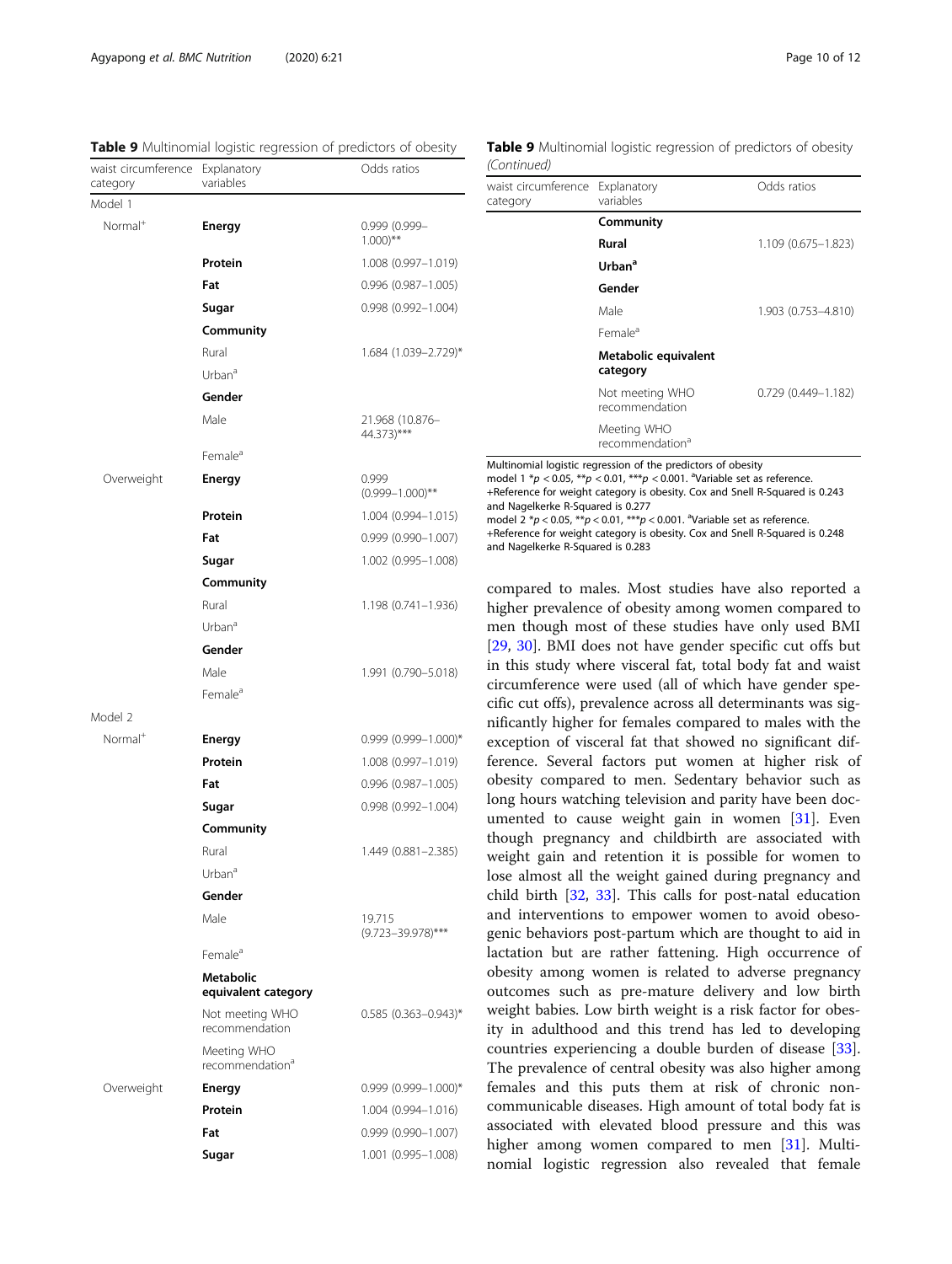**Table 9** Multinomial logistic regression of predictors of obesity

| waist circumference category | Explanatory variables | Odds ratios |
|---|---|---|
| Model 1 | | |
| Normal+ | **Energy** | 0.999 (0.999–1.000)** |
| | **Protein** | 1.008 (0.997–1.019) |
| | **Fat** | 0.996 (0.987–1.005) |
| | **Sugar** | 0.998 (0.992–1.004) |
| | **Community** | |
| | Rural | 1.684 (1.039–2.729)* |
| | Urban[a] | |
| | **Gender** | |
| | Male | 21.968 (10.876–44.373)*** |
| | Female[a] | |
| Overweight | **Energy** | 0.999 (0.999–1.000)** |
| | **Protein** | 1.004 (0.994–1.015) |
| | **Fat** | 0.999 (0.990–1.007) |
| | **Sugar** | 1.002 (0.995–1.008) |
| | **Community** | |
| | Rural | 1.198 (0.741–1.936) |
| | Urban[a] | |
| | **Gender** | |
| | Male | 1.991 (0.790–5.018) |
| | Female[a] | |
| Model 2 | | |
| Normal+ | **Energy** | 0.999 (0.999–1.000)* |
| | **Protein** | 1.008 (0.997–1.019) |
| | **Fat** | 0.996 (0.987–1.005) |
| | **Sugar** | 0.998 (0.992–1.004) |
| | **Community** | |
| | Rural | 1.449 (0.881–2.385) |
| | Urban[a] | |
| | **Gender** | |
| | Male | 19.715 (9.723–39.978)*** |
| | Female[a] | |
| | **Metabolic equivalent category** | |
| | Not meeting WHO recommendation | 0.585 (0.363–0.943)* |
| | Meeting WHO recommendation[a] | |
| Overweight | **Energy** | 0.999 (0.999–1.000)* |
| | **Protein** | 1.004 (0.994–1.016) |
| | **Fat** | 0.999 (0.990–1.007) |
| | **Sugar** | 1.001 (0.995–1.008) |
| | **Community** | |
| | **Rural** | 1.109 (0.675–1.823) |
| | **Urban[a]** | |
| | **Gender** | |
| | Male | 1.903 (0.753–4.810) |
| | Female[a] | |
| | **Metabolic equivalent category** | |
| | Not meeting WHO recommendation | 0.729 (0.449–1.182) |
| | Meeting WHO recommendation[a] | |

Multinomial logistic regression of the predictors of obesity
model 1 *$p < 0.05$, **$p < 0.01$, ***$p < 0.001$. [a]Variable set as reference.
+Reference for weight category is obesity. Cox and Snell R-Squared is 0.243 and Nagelkerke R-Squared is 0.277
model 2 *$p < 0.05$, **$p < 0.01$, ***$p < 0.001$. [a]Variable set as reference.
+Reference for weight category is obesity. Cox and Snell R-Squared is 0.248 and Nagelkerke R-Squared is 0.283

compared to males. Most studies have also reported a higher prevalence of obesity among women compared to men though most of these studies have only used BMI [29, 30]. BMI does not have gender specific cut offs but in this study where visceral fat, total body fat and waist circumference were used (all of which have gender specific cut offs), prevalence across all determinants was significantly higher for females compared to males with the exception of visceral fat that showed no significant difference. Several factors put women at higher risk of obesity compared to men. Sedentary behavior such as long hours watching television and parity have been documented to cause weight gain in women [31]. Even though pregnancy and childbirth are associated with weight gain and retention it is possible for women to lose almost all the weight gained during pregnancy and child birth [32, 33]. This calls for post-natal education and interventions to empower women to avoid obesogenic behaviors post-partum which are thought to aid in lactation but are rather fattening. High occurrence of obesity among women is related to adverse pregnancy outcomes such as pre-mature delivery and low birth weight babies. Low birth weight is a risk factor for obesity in adulthood and this trend has led to developing countries experiencing a double burden of disease [33]. The prevalence of central obesity was also higher among females and this puts them at risk of chronic non-communicable diseases. High amount of total body fat is associated with elevated blood pressure and this was higher among women compared to men [31]. Multinomial logistic regression also revealed that female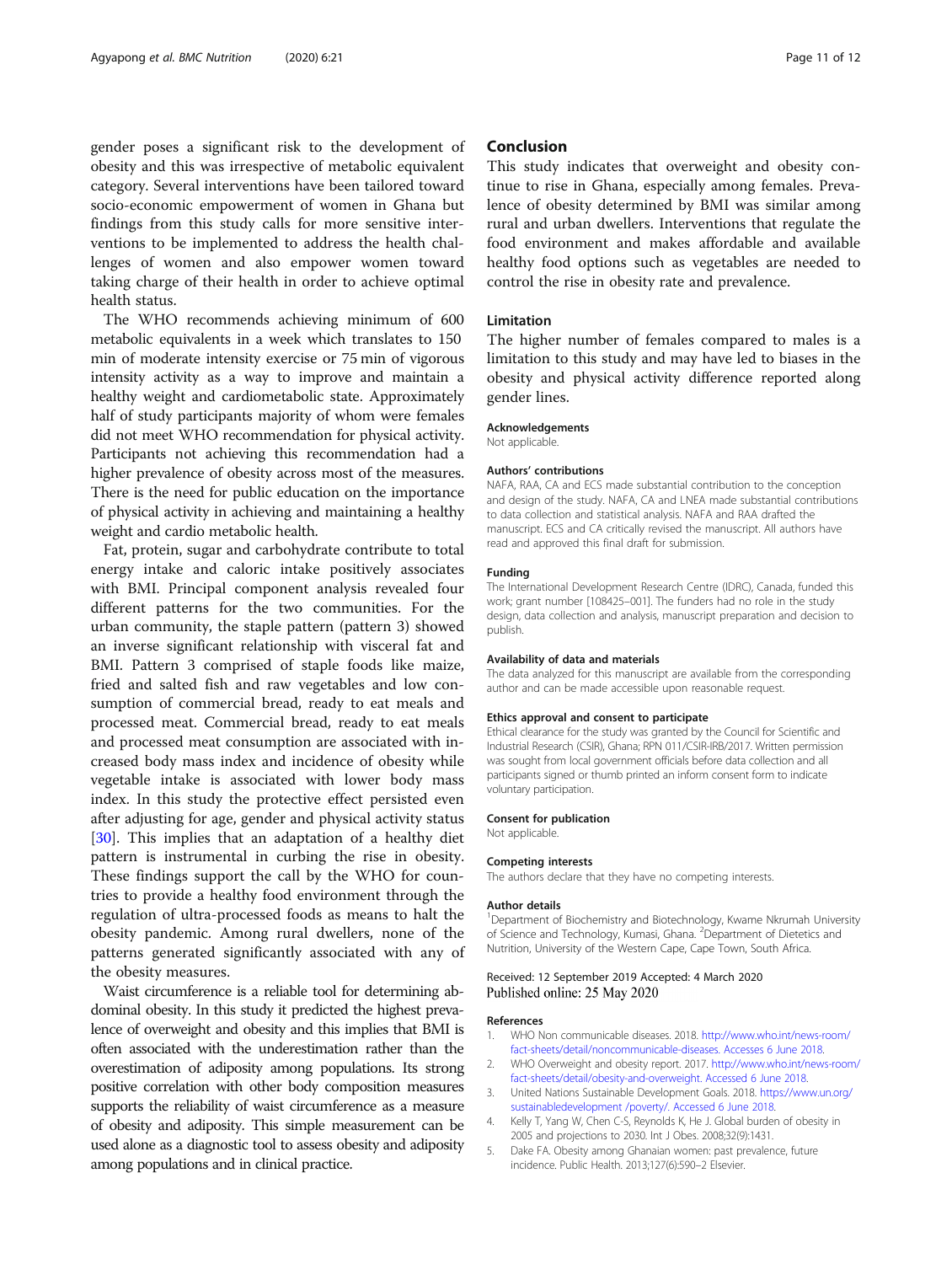gender poses a significant risk to the development of obesity and this was irrespective of metabolic equivalent category. Several interventions have been tailored toward socio-economic empowerment of women in Ghana but findings from this study calls for more sensitive interventions to be implemented to address the health challenges of women and also empower women toward taking charge of their health in order to achieve optimal health status.

The WHO recommends achieving minimum of 600 metabolic equivalents in a week which translates to 150 min of moderate intensity exercise or 75 min of vigorous intensity activity as a way to improve and maintain a healthy weight and cardiometabolic state. Approximately half of study participants majority of whom were females did not meet WHO recommendation for physical activity. Participants not achieving this recommendation had a higher prevalence of obesity across most of the measures. There is the need for public education on the importance of physical activity in achieving and maintaining a healthy weight and cardio metabolic health.

Fat, protein, sugar and carbohydrate contribute to total energy intake and caloric intake positively associates with BMI. Principal component analysis revealed four different patterns for the two communities. For the urban community, the staple pattern (pattern 3) showed an inverse significant relationship with visceral fat and BMI. Pattern 3 comprised of staple foods like maize, fried and salted fish and raw vegetables and low consumption of commercial bread, ready to eat meals and processed meat. Commercial bread, ready to eat meals and processed meat consumption are associated with increased body mass index and incidence of obesity while vegetable intake is associated with lower body mass index. In this study the protective effect persisted even after adjusting for age, gender and physical activity status [30]. This implies that an adaptation of a healthy diet pattern is instrumental in curbing the rise in obesity. These findings support the call by the WHO for countries to provide a healthy food environment through the regulation of ultra-processed foods as means to halt the obesity pandemic. Among rural dwellers, none of the patterns generated significantly associated with any of the obesity measures.

Waist circumference is a reliable tool for determining abdominal obesity. In this study it predicted the highest prevalence of overweight and obesity and this implies that BMI is often associated with the underestimation rather than the overestimation of adiposity among populations. Its strong positive correlation with other body composition measures supports the reliability of waist circumference as a measure of obesity and adiposity. This simple measurement can be used alone as a diagnostic tool to assess obesity and adiposity among populations and in clinical practice.

## Conclusion

This study indicates that overweight and obesity continue to rise in Ghana, especially among females. Prevalence of obesity determined by BMI was similar among rural and urban dwellers. Interventions that regulate the food environment and makes affordable and available healthy food options such as vegetables are needed to control the rise in obesity rate and prevalence.

## Limitation

The higher number of females compared to males is a limitation to this study and may have led to biases in the obesity and physical activity difference reported along gender lines.

### Acknowledgements

Not applicable.

### Authors' contributions

NAFA, RAA, CA and ECS made substantial contribution to the conception and design of the study. NAFA, CA and LNEA made substantial contributions to data collection and statistical analysis. NAFA and RAA drafted the manuscript. ECS and CA critically revised the manuscript. All authors have read and approved this final draft for submission.

### Funding

The International Development Research Centre (IDRC), Canada, funded this work; grant number [108425–001]. The funders had no role in the study design, data collection and analysis, manuscript preparation and decision to publish.

### Availability of data and materials

The data analyzed for this manuscript are available from the corresponding author and can be made accessible upon reasonable request.

### Ethics approval and consent to participate

Ethical clearance for the study was granted by the Council for Scientific and Industrial Research (CSIR), Ghana; RPN 011/CSIR-IRB/2017. Written permission was sought from local government officials before data collection and all participants signed or thumb printed an inform consent form to indicate voluntary participation.

### Consent for publication

Not applicable.

### Competing interests

The authors declare that they have no competing interests.

### Author details

[1]Department of Biochemistry and Biotechnology, Kwame Nkrumah University of Science and Technology, Kumasi, Ghana. [2]Department of Dietetics and Nutrition, University of the Western Cape, Cape Town, South Africa.

Received: 12 September 2019 Accepted: 4 March 2020
Published online: 25 May 2020

### References

1. WHO Non communicable diseases. 2018. http://www.who.int/news-room/fact-sheets/detail/noncommunicable-diseases. Accesses 6 June 2018.
2. WHO Overweight and obesity report. 2017. http://www.who.int/news-room/fact-sheets/detail/obesity-and-overweight. Accessed 6 June 2018.
3. United Nations Sustainable Development Goals. 2018. https://www.un.org/sustainabledevelopment /poverty/. Accessed 6 June 2018.
4. Kelly T, Yang W, Chen C-S, Reynolds K, He J. Global burden of obesity in 2005 and projections to 2030. Int J Obes. 2008;32(9):1431.
5. Dake FA. Obesity among Ghanaian women: past prevalence, future incidence. Public Health. 2013;127(6):590–2 Elsevier.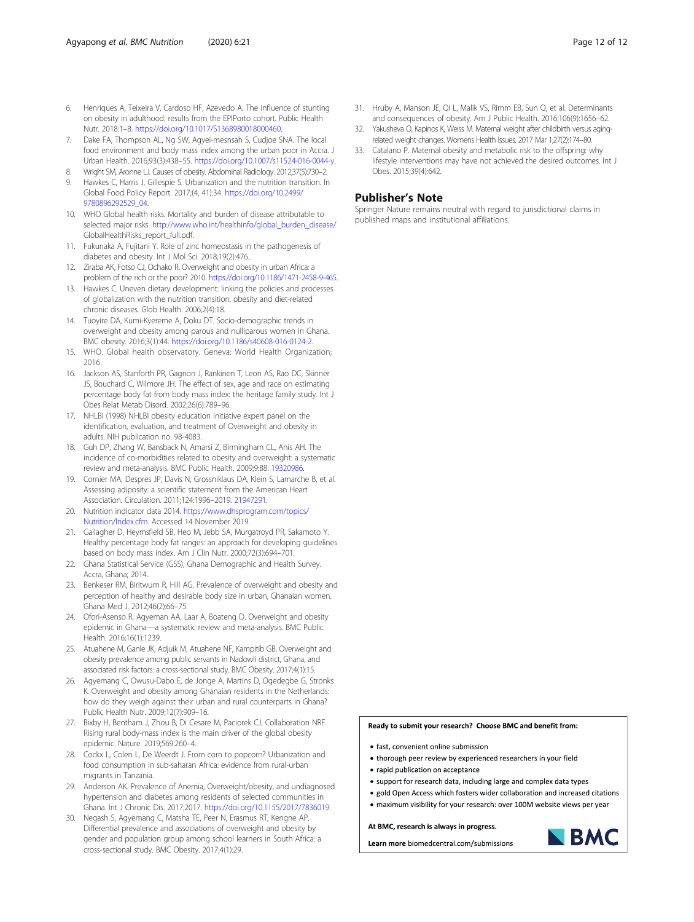6. Henriques A, Teixeira V, Cardoso HF, Azevedo A. The influence of stunting on obesity in adulthood: results from the EPIPorto cohort. Public Health Nutr. 2018:1–8. https://doi.org/10.1017/S1368980018000460.
7. Dake FA, Thompson AL, Ng SW, Agyei-mesnsah S, Cudjoe SNA. The local food environment and body mass index among the urban poor in Accra. J Urban Health. 2016;93(3):438–55. https://doi.org/10.1007/s11524-016-0044-y.
8. Wright SM, Aronne LJ. Causes of obesity. Abdominal Radiology. 2012;37(5):730–2.
9. Hawkes C, Harris J, Gillespie S. Urbanization and the nutrition transition. In Global Food Policy Report. 2017;(4, 41):34. https://doi.org/10.2499/9780896292529_04.
10. WHO Global health risks. Mortality and burden of disease attributable to selected major risks. http://www.who.int/healthinfo/global_burden_disease/GlobalHealthRisks_report_full.pdf.
11. Fukunaka A, Fujitani Y. Role of zinc homeostasis in the pathogenesis of diabetes and obesity. Int J Mol Sci. 2018;19(2):476..
12. Ziraba AK, Fotso CJ, Ochako R. Overweight and obesity in urban Africa: a problem of the rich or the poor? 2010. https://doi.org/10.1186/1471-2458-9-465.
13. Hawkes C. Uneven dietary development: linking the policies and processes of globalization with the nutrition transition, obesity and diet-related chronic diseases. Glob Health. 2006;2(4):18.
14. Tuoyire DA, Kumi-Kyereme A, Doku DT. Socio-demographic trends in overweight and obesity among parous and nulliparous women in Ghana. BMC obesity. 2016;3(1):44. https://doi.org/10.1186/s40608-016-0124-2.
15. WHO. Global health observatory. Geneva: World Health Organization; 2016.
16. Jackson AS, Stanforth PR, Gagnon J, Rankinen T, Leon AS, Rao DC, Skinner JS, Bouchard C, Wilmore JH. The effect of sex, age and race on estimating percentage body fat from body mass index: the heritage family study. Int J Obes Relat Metab Disord. 2002;26(6):789–96.
17. NHLBI (1998) NHLBI obesity education initiative expert panel on the identification, evaluation, and treatment of Overweight and obesity in adults. NIH publication no. 98-4083.
18. Guh DP, Zhang W, Bansback N, Amarsi Z, Birmingham CL, Anis AH. The incidence of co-morbidities related to obesity and overweight: a systematic review and meta-analysis. BMC Public Health. 2009;9:88. 19320986.
19. Cornier MA, Despres JP, Davis N, Grossniklaus DA, Klein S, Lamarche B, et al. Assessing adiposity: a scientific statement from the American Heart Association. Circulation. 2011;124:1996–2019. 21947291.
20. Nutrition indicator data 2014. https://www.dhsprogram.com/topics/Nutrition/Index.cfm. Accessed 14 November 2019.
21. Gallagher D, Heymsfield SB, Heo M, Jebb SA, Murgatroyd PR, Sakamoto Y. Healthy percentage body fat ranges: an approach for developing guidelines based on body mass index. Am J Clin Nutr. 2000;72(3):694–701.
22. Ghana Statistical Service (GSS), Ghana Demographic and Health Survey. Accra, Ghana; 2014..
23. Benkeser RM, Biritwum R, Hill AG. Prevalence of overweight and obesity and perception of healthy and desirable body size in urban, Ghanaian women. Ghana Med J. 2012;46(2):66–75.
24. Ofori-Asenso R, Agyeman AA, Laar A, Boateng D. Overweight and obesity epidemic in Ghana—a systematic review and meta-analysis. BMC Public Health. 2016;16(1):1239.
25. Atuahene M, Ganle JK, Adjuik M, Atuahene NF, Kampitib GB. Overweight and obesity prevalence among public servants in Nadowli district, Ghana, and associated risk factors: a cross-sectional study. BMC Obesity. 2017;4(1):15.
26. Agyemang C, Owusu-Dabo E, de Jonge A, Martins D, Ogedegbe G, Stronks K. Overweight and obesity among Ghanaian residents in the Netherlands: how do they weigh against their urban and rural counterparts in Ghana? Public Health Nutr. 2009;12(7):909–16.
27. Bixby H, Bentham J, Zhou B, Di Cesare M, Paciorek CJ, Collaboration NRF. Rising rural body-mass index is the main driver of the global obesity epidemic. Nature. 2019;569:260–4.
28. Cockx L, Colen L, De Weerdt J. From corn to popcorn? Urbanization and food consumption in sub-saharan Africa: evidence from rural-urban migrants in Tanzania.
29. Anderson AK. Prevalence of Anemia, Overweight/obesity, and undiagnosed hypertension and diabetes among residents of selected communities in Ghana. Int J Chronic Dis. 2017;2017. https://doi.org/10.1155/2017/7836019.
30. Negash S, Agyemang C, Matsha TE, Peer N, Erasmus RT, Kengne AP. Differential prevalence and associations of overweight and obesity by gender and population group among school learners in South Africa: a cross-sectional study. BMC Obesity. 2017;4(1):29.
31. Hruby A, Manson JE, Qi L, Malik VS, Rimm EB, Sun Q, et al. Determinants and consequences of obesity. Am J Public Health. 2016;106(9):1656–62.
32. Yakusheva O, Kapinos K, Weiss M. Maternal weight after childbirth versus aging-related weight changes. Womens Health Issues. 2017 Mar 1;27(2):174–80.
33. Catalano P. Maternal obesity and metabolic risk to the offspring: why lifestyle interventions may have not achieved the desired outcomes. Int J Obes. 2015;39(4):642.

## Publisher's Note

Springer Nature remains neutral with regard to jurisdictional claims in published maps and institutional affiliations.

**Ready to submit your research? Choose BMC and benefit from:**

- fast, convenient online submission
- thorough peer review by experienced researchers in your field
- rapid publication on acceptance
- support for research data, including large and complex data types
- gold Open Access which fosters wider collaboration and increased citations
- maximum visibility for your research: over 100M website views per year

**At BMC, research is always in progress.**

**Learn more** biomedcentral.com/submissions

BMC